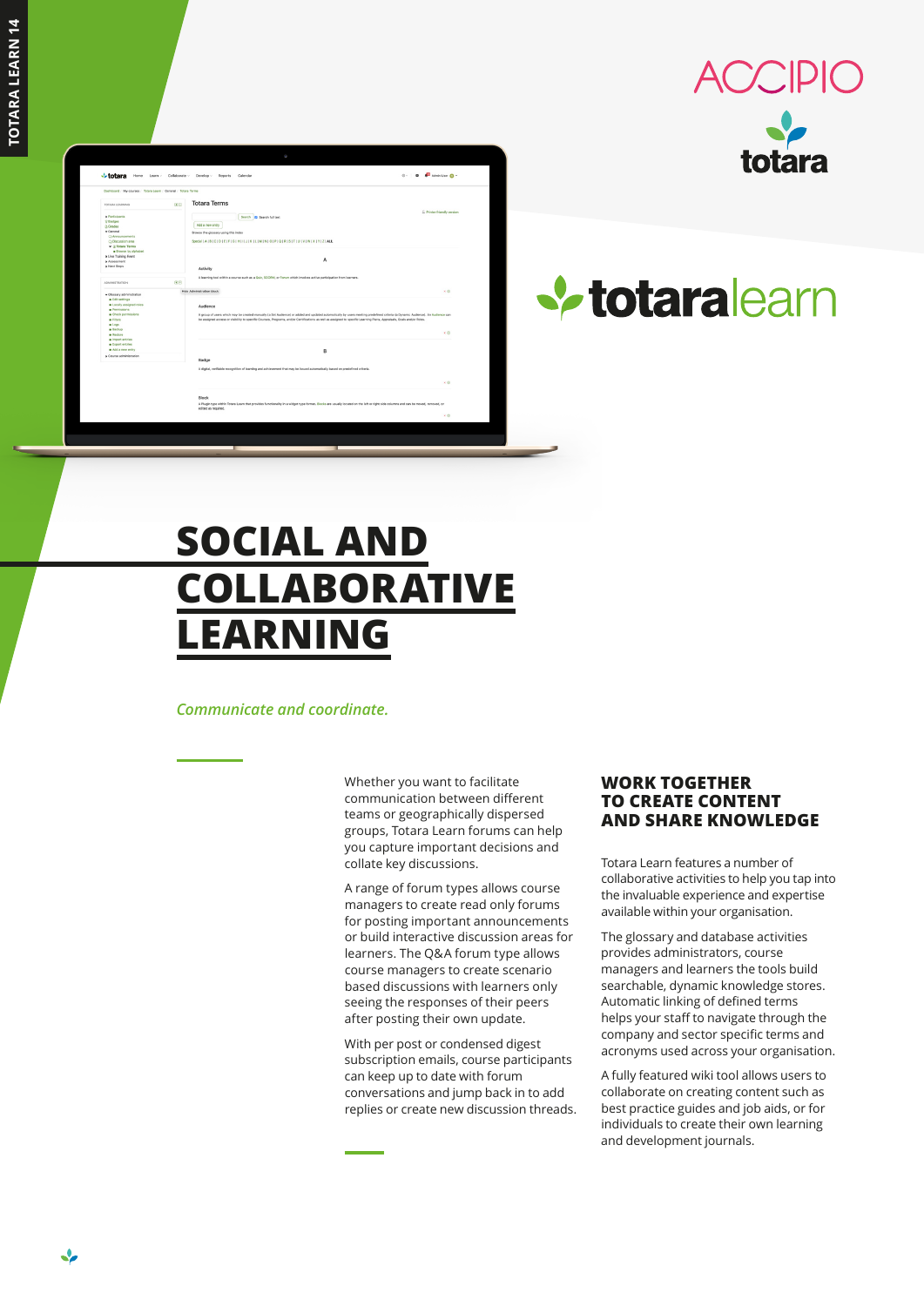# SOCIAL AND COLLABORATIVE LEARNING

*Communicate and coordinate.*

Whether you want to facilitate communication between different teams or geographically dispersed groups, Totara Learn forums can help you capture important decisions and collate key discussions.

A range of forum types allows course managers to create read only forums for posting important announcements or build interactive discussion areas for learners. The Q&A forum type allows course managers to create scenario based discussions with learners only seeing the responses of their peers after posting their own update.

With per post or condensed digest subscription emails, course participants can keep up to date with forum conversations and jump back in to add replies or create new discussion threads.

## WORK TOGETHER TO CREATE CONTENT AND SHARE KNOWLEDGE

Totara Learn features a number of collaborative activities to help you tap into the invaluable experience and expertise available within your organisation.

The glossary and database activities provides administrators, course managers and learners the tools build searchable, dynamic knowledge stores. Automatic linking of defined terms helps your staff to navigate through the company and sector specific terms and acronyms used across your organisation.

A fully featured wiki tool allows users to collaborate on creating content such as best practice guides and job aids, or for individuals to create their own learning and development journals.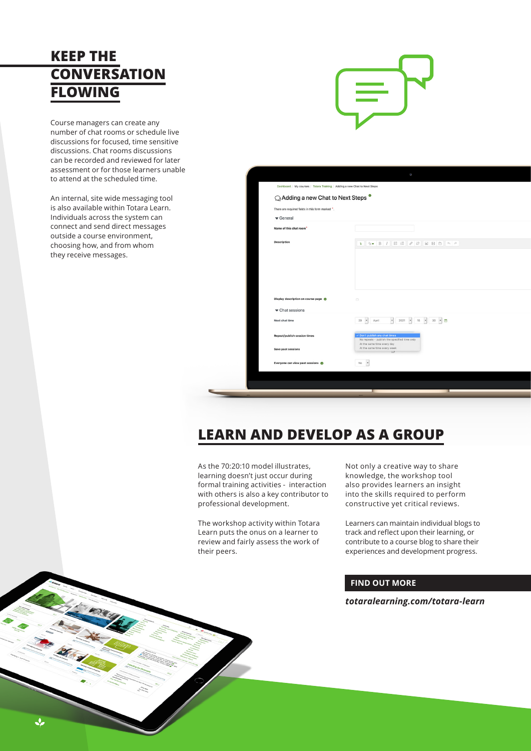## KEEP THE CONVERSATION FLOWING

Course managers can create any number of chat rooms or schedule live discussions for focused, time sensitive discussions. Chat rooms discussions can be recorded and reviewed for later assessment or for those learners unable to attend at the scheduled time.

An internal, site wide messaging tool is also available within Totara Learn. Individuals across the system can connect and send direct messages outside a course environment, choosing how, and from whom they receive messages.

## LEARN AND DEVELOP AS A GROUP

As the 70:20:10 model illustrates, learning doesn't just occur during formal training activities - interaction with others is also a key contributor to professional development.

The workshop activity within Totara Learn puts the onus on a learner to review and fairly assess the work of their peers.

Not only a creative way to share knowledge, the workshop tool also provides learners an insight into the skills required to perform constructive yet critical reviews.

Learners can maintain individual blogs to track and reflect upon their learning, or contribute to a course blog to share their experiences and development progress.

**FIND OUT MORE**

***totaralearning.com/totara-learn***